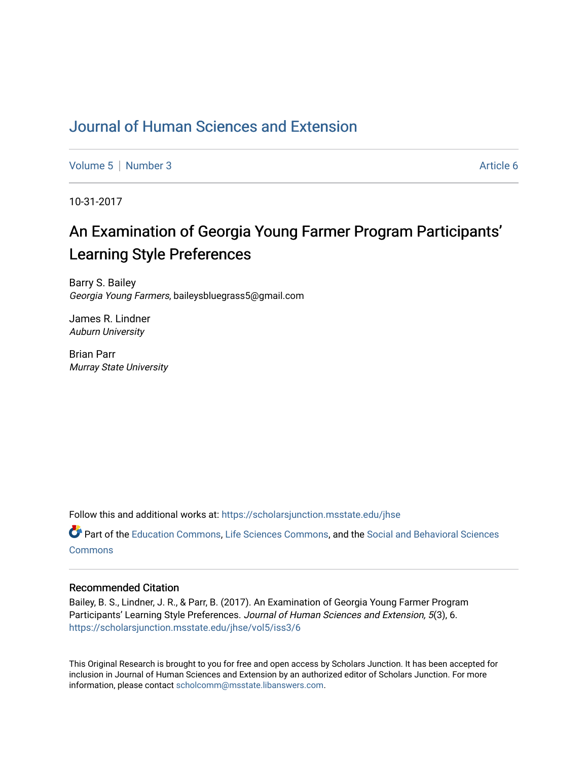# Journal of Human Sciences and Extension

Volume 5 | Number 3 Article 6

10-31-2017

## An Examination of Georgia Young Farmer Program Participants' Learning Style Preferences

Barry S. Bailey
*Georgia Young Farmers*, baileysbluegrass5@gmail.com

James R. Lindner
*Auburn University*

Brian Parr
*Murray State University*

Follow this and additional works at: https://scholarsjunction.msstate.edu/jhse

Part of the Education Commons, Life Sciences Commons, and the Social and Behavioral Sciences Commons

### Recommended Citation

Bailey, B. S., Lindner, J. R., & Parr, B. (2017). An Examination of Georgia Young Farmer Program Participants' Learning Style Preferences. *Journal of Human Sciences and Extension, 5*(3), 6. https://scholarsjunction.msstate.edu/jhse/vol5/iss3/6

This Original Research is brought to you for free and open access by Scholars Junction. It has been accepted for inclusion in Journal of Human Sciences and Extension by an authorized editor of Scholars Junction. For more information, please contact scholcomm@msstate.libanswers.com.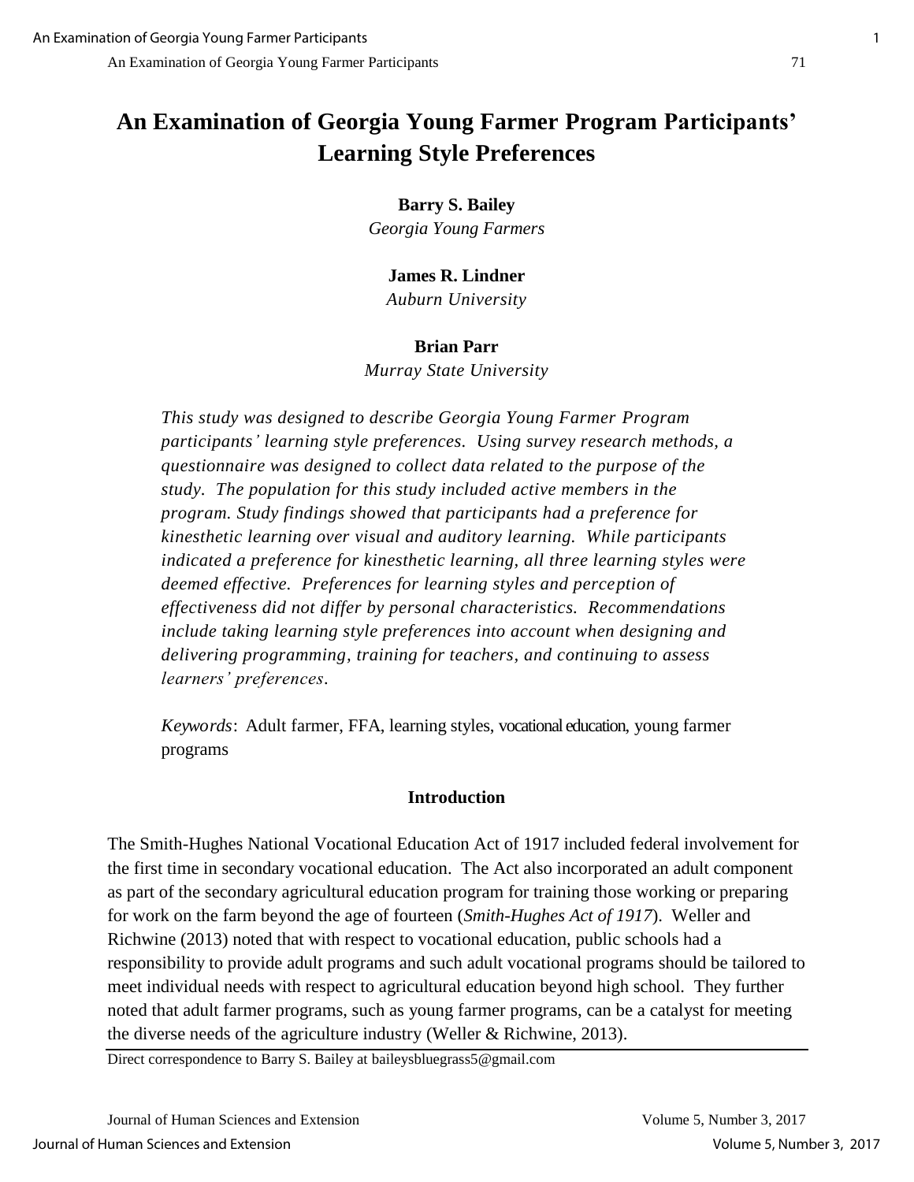# An Examination of Georgia Young Farmer Program Participants' Learning Style Preferences

**Barry S. Bailey**
*Georgia Young Farmers*

**James R. Lindner**
*Auburn University*

**Brian Parr**
*Murray State University*

*This study was designed to describe Georgia Young Farmer Program participants' learning style preferences. Using survey research methods, a questionnaire was designed to collect data related to the purpose of the study. The population for this study included active members in the program. Study findings showed that participants had a preference for kinesthetic learning over visual and auditory learning. While participants indicated a preference for kinesthetic learning, all three learning styles were deemed effective. Preferences for learning styles and perception of effectiveness did not differ by personal characteristics. Recommendations include taking learning style preferences into account when designing and delivering programming, training for teachers, and continuing to assess learners' preferences.*

*Keywords*: Adult farmer, FFA, learning styles, vocational education, young farmer programs

## Introduction

The Smith-Hughes National Vocational Education Act of 1917 included federal involvement for the first time in secondary vocational education. The Act also incorporated an adult component as part of the secondary agricultural education program for training those working or preparing for work on the farm beyond the age of fourteen (*Smith-Hughes Act of 1917*). Weller and Richwine (2013) noted that with respect to vocational education, public schools had a responsibility to provide adult programs and such adult vocational programs should be tailored to meet individual needs with respect to agricultural education beyond high school. They further noted that adult farmer programs, such as young farmer programs, can be a catalyst for meeting the diverse needs of the agriculture industry (Weller & Richwine, 2013).

Direct correspondence to Barry S. Bailey at baileysbluegrass5@gmail.com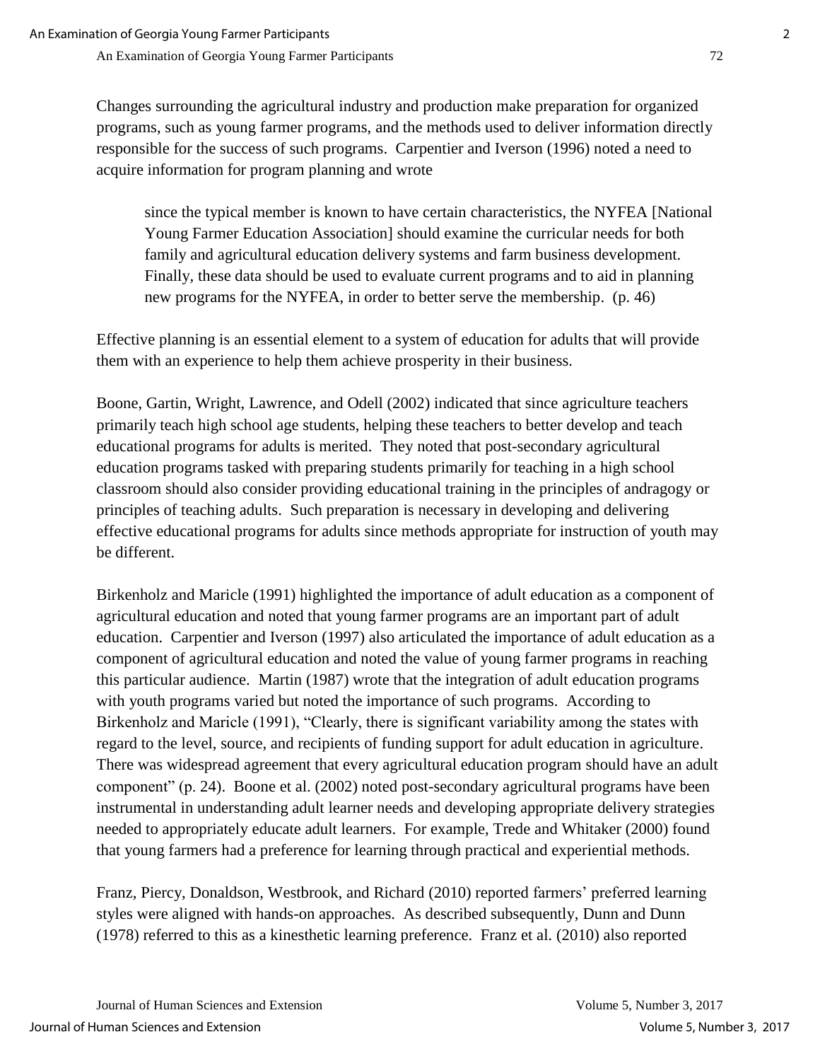Changes surrounding the agricultural industry and production make preparation for organized programs, such as young farmer programs, and the methods used to deliver information directly responsible for the success of such programs. Carpentier and Iverson (1996) noted a need to acquire information for program planning and wrote

> since the typical member is known to have certain characteristics, the NYFEA [National Young Farmer Education Association] should examine the curricular needs for both family and agricultural education delivery systems and farm business development. Finally, these data should be used to evaluate current programs and to aid in planning new programs for the NYFEA, in order to better serve the membership. (p. 46)

Effective planning is an essential element to a system of education for adults that will provide them with an experience to help them achieve prosperity in their business.

Boone, Gartin, Wright, Lawrence, and Odell (2002) indicated that since agriculture teachers primarily teach high school age students, helping these teachers to better develop and teach educational programs for adults is merited. They noted that post-secondary agricultural education programs tasked with preparing students primarily for teaching in a high school classroom should also consider providing educational training in the principles of andragogy or principles of teaching adults. Such preparation is necessary in developing and delivering effective educational programs for adults since methods appropriate for instruction of youth may be different.

Birkenholz and Maricle (1991) highlighted the importance of adult education as a component of agricultural education and noted that young farmer programs are an important part of adult education. Carpentier and Iverson (1997) also articulated the importance of adult education as a component of agricultural education and noted the value of young farmer programs in reaching this particular audience. Martin (1987) wrote that the integration of adult education programs with youth programs varied but noted the importance of such programs. According to Birkenholz and Maricle (1991), "Clearly, there is significant variability among the states with regard to the level, source, and recipients of funding support for adult education in agriculture. There was widespread agreement that every agricultural education program should have an adult component" (p. 24). Boone et al. (2002) noted post-secondary agricultural programs have been instrumental in understanding adult learner needs and developing appropriate delivery strategies needed to appropriately educate adult learners. For example, Trede and Whitaker (2000) found that young farmers had a preference for learning through practical and experiential methods.

Franz, Piercy, Donaldson, Westbrook, and Richard (2010) reported farmers' preferred learning styles were aligned with hands-on approaches. As described subsequently, Dunn and Dunn (1978) referred to this as a kinesthetic learning preference. Franz et al. (2010) also reported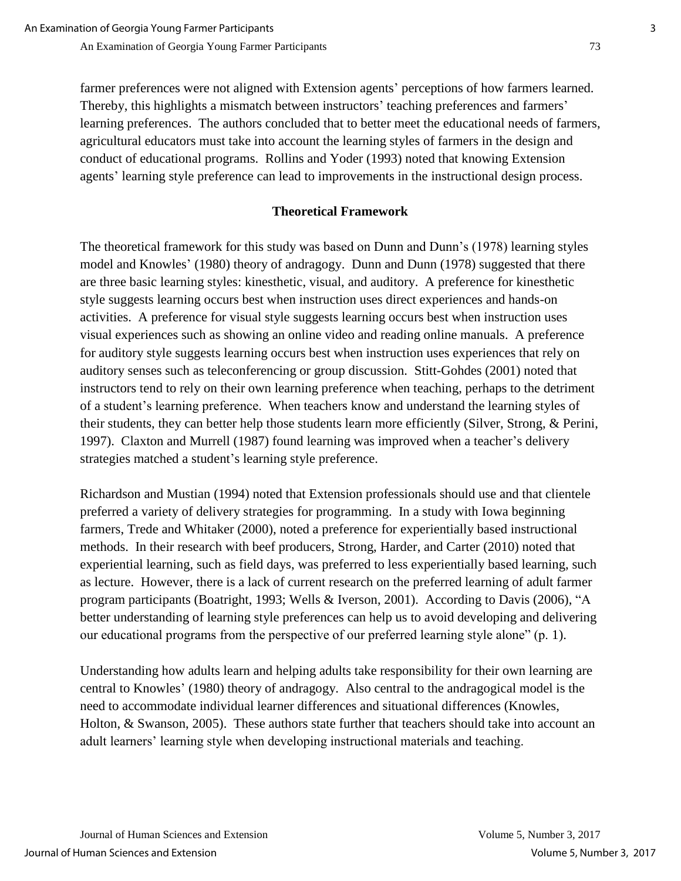farmer preferences were not aligned with Extension agents' perceptions of how farmers learned. Thereby, this highlights a mismatch between instructors' teaching preferences and farmers' learning preferences. The authors concluded that to better meet the educational needs of farmers, agricultural educators must take into account the learning styles of farmers in the design and conduct of educational programs. Rollins and Yoder (1993) noted that knowing Extension agents' learning style preference can lead to improvements in the instructional design process.

## Theoretical Framework

The theoretical framework for this study was based on Dunn and Dunn's (1978) learning styles model and Knowles' (1980) theory of andragogy. Dunn and Dunn (1978) suggested that there are three basic learning styles: kinesthetic, visual, and auditory. A preference for kinesthetic style suggests learning occurs best when instruction uses direct experiences and hands-on activities. A preference for visual style suggests learning occurs best when instruction uses visual experiences such as showing an online video and reading online manuals. A preference for auditory style suggests learning occurs best when instruction uses experiences that rely on auditory senses such as teleconferencing or group discussion. Stitt-Gohdes (2001) noted that instructors tend to rely on their own learning preference when teaching, perhaps to the detriment of a student's learning preference. When teachers know and understand the learning styles of their students, they can better help those students learn more efficiently (Silver, Strong, & Perini, 1997). Claxton and Murrell (1987) found learning was improved when a teacher's delivery strategies matched a student's learning style preference.

Richardson and Mustian (1994) noted that Extension professionals should use and that clientele preferred a variety of delivery strategies for programming. In a study with Iowa beginning farmers, Trede and Whitaker (2000), noted a preference for experientially based instructional methods. In their research with beef producers, Strong, Harder, and Carter (2010) noted that experiential learning, such as field days, was preferred to less experientially based learning, such as lecture. However, there is a lack of current research on the preferred learning of adult farmer program participants (Boatright, 1993; Wells & Iverson, 2001). According to Davis (2006), "A better understanding of learning style preferences can help us to avoid developing and delivering our educational programs from the perspective of our preferred learning style alone" (p. 1).

Understanding how adults learn and helping adults take responsibility for their own learning are central to Knowles' (1980) theory of andragogy. Also central to the andragogical model is the need to accommodate individual learner differences and situational differences (Knowles, Holton, & Swanson, 2005). These authors state further that teachers should take into account an adult learners' learning style when developing instructional materials and teaching.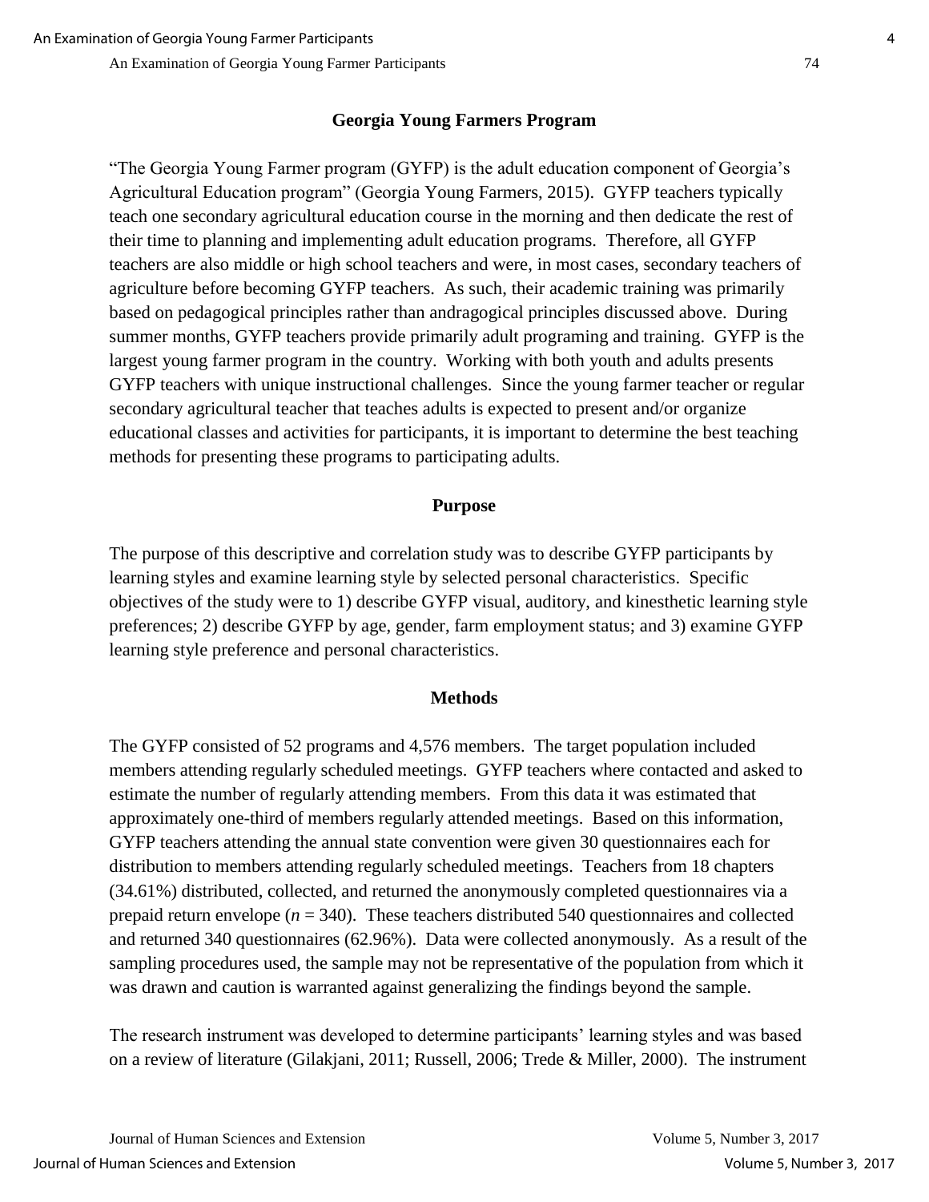## Georgia Young Farmers Program

"The Georgia Young Farmer program (GYFP) is the adult education component of Georgia's Agricultural Education program" (Georgia Young Farmers, 2015). GYFP teachers typically teach one secondary agricultural education course in the morning and then dedicate the rest of their time to planning and implementing adult education programs. Therefore, all GYFP teachers are also middle or high school teachers and were, in most cases, secondary teachers of agriculture before becoming GYFP teachers. As such, their academic training was primarily based on pedagogical principles rather than andragogical principles discussed above. During summer months, GYFP teachers provide primarily adult programing and training. GYFP is the largest young farmer program in the country. Working with both youth and adults presents GYFP teachers with unique instructional challenges. Since the young farmer teacher or regular secondary agricultural teacher that teaches adults is expected to present and/or organize educational classes and activities for participants, it is important to determine the best teaching methods for presenting these programs to participating adults.

## Purpose

The purpose of this descriptive and correlation study was to describe GYFP participants by learning styles and examine learning style by selected personal characteristics. Specific objectives of the study were to 1) describe GYFP visual, auditory, and kinesthetic learning style preferences; 2) describe GYFP by age, gender, farm employment status; and 3) examine GYFP learning style preference and personal characteristics.

## Methods

The GYFP consisted of 52 programs and 4,576 members. The target population included members attending regularly scheduled meetings. GYFP teachers where contacted and asked to estimate the number of regularly attending members. From this data it was estimated that approximately one-third of members regularly attended meetings. Based on this information, GYFP teachers attending the annual state convention were given 30 questionnaires each for distribution to members attending regularly scheduled meetings. Teachers from 18 chapters (34.61%) distributed, collected, and returned the anonymously completed questionnaires via a prepaid return envelope ($n$ = 340). These teachers distributed 540 questionnaires and collected and returned 340 questionnaires (62.96%). Data were collected anonymously. As a result of the sampling procedures used, the sample may not be representative of the population from which it was drawn and caution is warranted against generalizing the findings beyond the sample.

The research instrument was developed to determine participants' learning styles and was based on a review of literature (Gilakjani, 2011; Russell, 2006; Trede & Miller, 2000). The instrument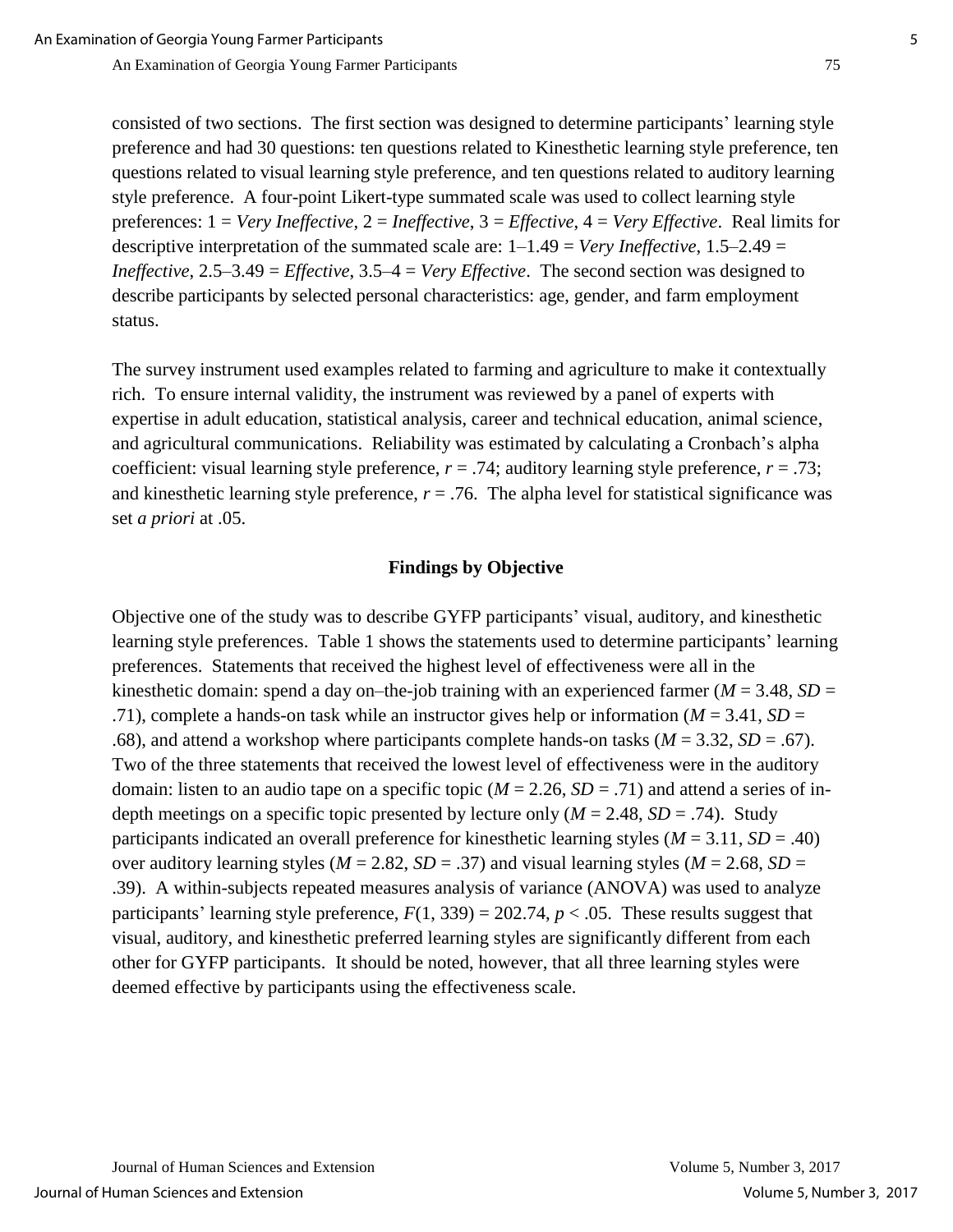consisted of two sections. The first section was designed to determine participants' learning style preference and had 30 questions: ten questions related to Kinesthetic learning style preference, ten questions related to visual learning style preference, and ten questions related to auditory learning style preference. A four-point Likert-type summated scale was used to collect learning style preferences: 1 = *Very Ineffective*, 2 = *Ineffective*, 3 = *Effective*, 4 = *Very Effective*. Real limits for descriptive interpretation of the summated scale are: 1–1.49 = *Very Ineffective*, 1.5–2.49 = *Ineffective*, 2.5–3.49 = *Effective*, 3.5–4 = *Very Effective*. The second section was designed to describe participants by selected personal characteristics: age, gender, and farm employment status.

The survey instrument used examples related to farming and agriculture to make it contextually rich. To ensure internal validity, the instrument was reviewed by a panel of experts with expertise in adult education, statistical analysis, career and technical education, animal science, and agricultural communications. Reliability was estimated by calculating a Cronbach's alpha coefficient: visual learning style preference, $r = .74$; auditory learning style preference, $r = .73$; and kinesthetic learning style preference, $r = .76$. The alpha level for statistical significance was set *a priori* at .05.

## Findings by Objective

Objective one of the study was to describe GYFP participants' visual, auditory, and kinesthetic learning style preferences. Table 1 shows the statements used to determine participants' learning preferences. Statements that received the highest level of effectiveness were all in the kinesthetic domain: spend a day on–the-job training with an experienced farmer ($M = 3.48$, $SD = .71$), complete a hands-on task while an instructor gives help or information ($M = 3.41$, $SD = .68$), and attend a workshop where participants complete hands-on tasks ($M = 3.32$, $SD = .67$). Two of the three statements that received the lowest level of effectiveness were in the auditory domain: listen to an audio tape on a specific topic ($M = 2.26$, $SD = .71$) and attend a series of in-depth meetings on a specific topic presented by lecture only ($M = 2.48$, $SD = .74$). Study participants indicated an overall preference for kinesthetic learning styles ($M = 3.11$, $SD = .40$) over auditory learning styles ($M = 2.82$, $SD = .37$) and visual learning styles ($M = 2.68$, $SD = .39$). A within-subjects repeated measures analysis of variance (ANOVA) was used to analyze participants' learning style preference, $F(1, 339) = 202.74$, $p < .05$. These results suggest that visual, auditory, and kinesthetic preferred learning styles are significantly different from each other for GYFP participants. It should be noted, however, that all three learning styles were deemed effective by participants using the effectiveness scale.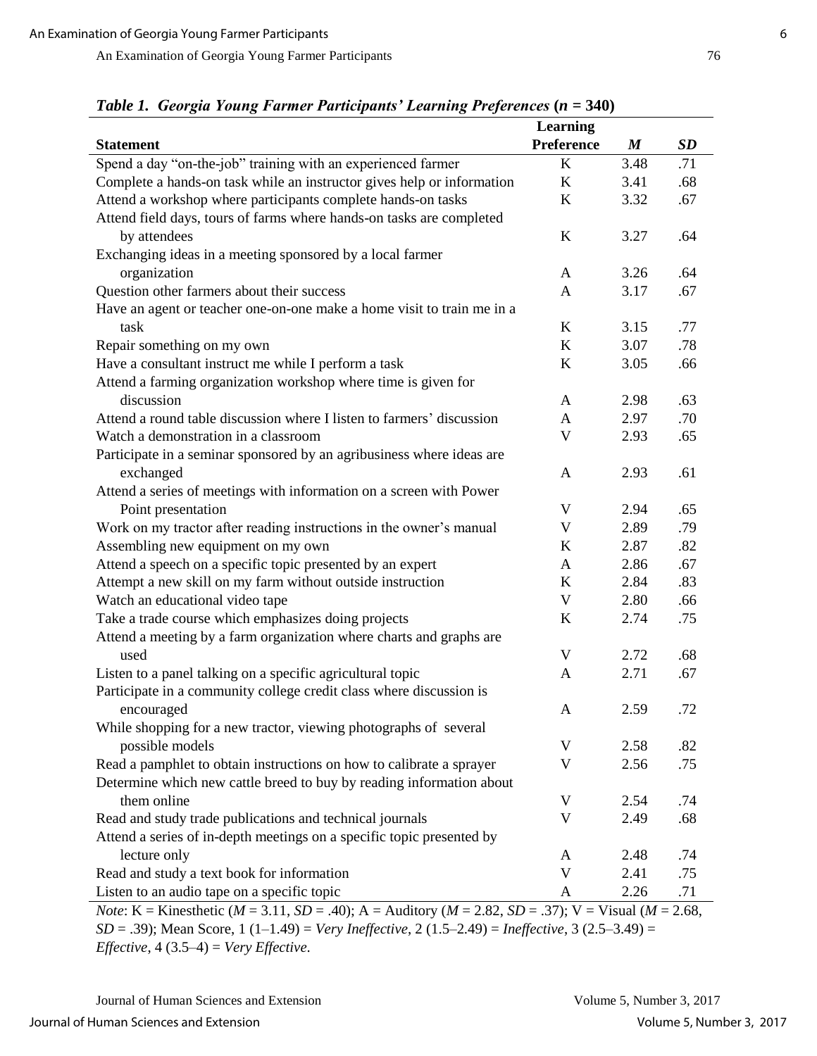***Table 1. Georgia Young Farmer Participants' Learning Preferences* (*n* = 340)**

| Statement | Learning Preference | *M* | *SD* |
|---|---|---|---|
| Spend a day "on-the-job" training with an experienced farmer | K | 3.48 | .71 |
| Complete a hands-on task while an instructor gives help or information | K | 3.41 | .68 |
| Attend a workshop where participants complete hands-on tasks | K | 3.32 | .67 |
| Attend field days, tours of farms where hands-on tasks are completed by attendees | K | 3.27 | .64 |
| Exchanging ideas in a meeting sponsored by a local farmer organization | A | 3.26 | .64 |
| Question other farmers about their success | A | 3.17 | .67 |
| Have an agent or teacher one-on-one make a home visit to train me in a task | K | 3.15 | .77 |
| Repair something on my own | K | 3.07 | .78 |
| Have a consultant instruct me while I perform a task | K | 3.05 | .66 |
| Attend a farming organization workshop where time is given for discussion | A | 2.98 | .63 |
| Attend a round table discussion where I listen to farmers' discussion | A | 2.97 | .70 |
| Watch a demonstration in a classroom | V | 2.93 | .65 |
| Participate in a seminar sponsored by an agribusiness where ideas are exchanged | A | 2.93 | .61 |
| Attend a series of meetings with information on a screen with Power Point presentation | V | 2.94 | .65 |
| Work on my tractor after reading instructions in the owner's manual | V | 2.89 | .79 |
| Assembling new equipment on my own | K | 2.87 | .82 |
| Attend a speech on a specific topic presented by an expert | A | 2.86 | .67 |
| Attempt a new skill on my farm without outside instruction | K | 2.84 | .83 |
| Watch an educational video tape | V | 2.80 | .66 |
| Take a trade course which emphasizes doing projects | K | 2.74 | .75 |
| Attend a meeting by a farm organization where charts and graphs are used | V | 2.72 | .68 |
| Listen to a panel talking on a specific agricultural topic | A | 2.71 | .67 |
| Participate in a community college credit class where discussion is encouraged | A | 2.59 | .72 |
| While shopping for a new tractor, viewing photographs of several possible models | V | 2.58 | .82 |
| Read a pamphlet to obtain instructions on how to calibrate a sprayer | V | 2.56 | .75 |
| Determine which new cattle breed to buy by reading information about them online | V | 2.54 | .74 |
| Read and study trade publications and technical journals | V | 2.49 | .68 |
| Attend a series of in-depth meetings on a specific topic presented by lecture only | A | 2.48 | .74 |
| Read and study a text book for information | V | 2.41 | .75 |
| Listen to an audio tape on a specific topic | A | 2.26 | .71 |

*Note*: K = Kinesthetic (*M* = 3.11, *SD* = .40); A = Auditory (*M* = 2.82, *SD* = .37); V = Visual (*M* = 2.68, *SD* = .39); Mean Score, 1 (1–1.49) = *Very Ineffective*, 2 (1.5–2.49) = *Ineffective*, 3 (2.5–3.49) = *Effective*, 4 (3.5–4) = *Very Effective*.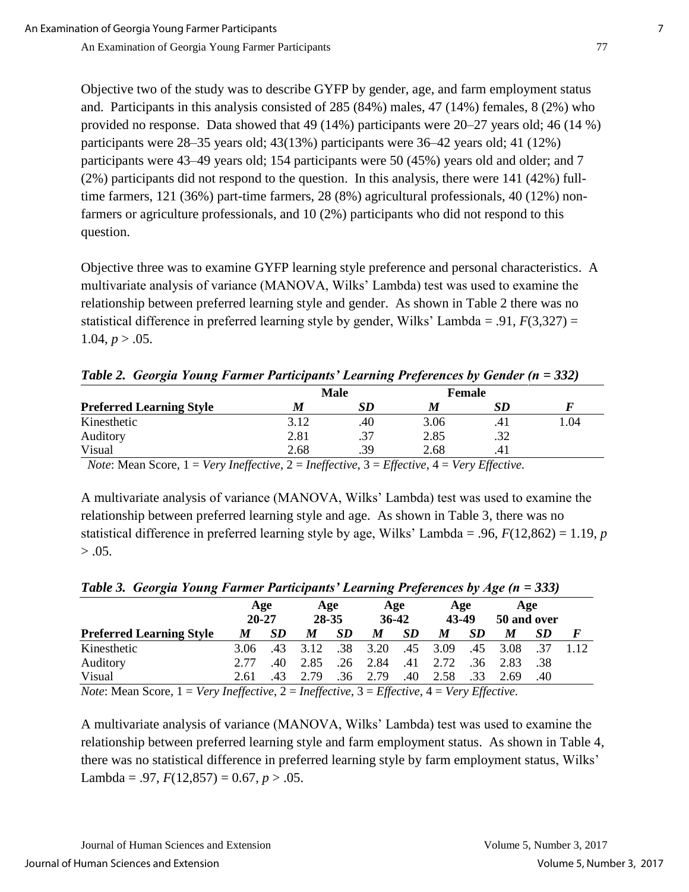Objective two of the study was to describe GYFP by gender, age, and farm employment status and. Participants in this analysis consisted of 285 (84%) males, 47 (14%) females, 8 (2%) who provided no response. Data showed that 49 (14%) participants were 20–27 years old; 46 (14 %) participants were 28–35 years old; 43(13%) participants were 36–42 years old; 41 (12%) participants were 43–49 years old; 154 participants were 50 (45%) years old and older; and 7 (2%) participants did not respond to the question. In this analysis, there were 141 (42%) full-time farmers, 121 (36%) part-time farmers, 28 (8%) agricultural professionals, 40 (12%) non-farmers or agriculture professionals, and 10 (2%) participants who did not respond to this question.

Objective three was to examine GYFP learning style preference and personal characteristics. A multivariate analysis of variance (MANOVA, Wilks' Lambda) test was used to examine the relationship between preferred learning style and gender. As shown in Table 2 there was no statistical difference in preferred learning style by gender, Wilks' Lambda = .91, $F(3,327) = 1.04$, $p > .05$.

***Table 2. Georgia Young Farmer Participants' Learning Preferences by Gender (n = 332)***

| | Male | | Female | | |
|---|---|---|---|---|---|
| **Preferred Learning Style** | ***M*** | ***SD*** | ***M*** | ***SD*** | ***F*** |
| Kinesthetic | 3.12 | .40 | 3.06 | .41 | 1.04 |
| Auditory | 2.81 | .37 | 2.85 | .32 | |
| Visual | 2.68 | .39 | 2.68 | .41 | |

*Note*: Mean Score, 1 = *Very Ineffective*, 2 = *Ineffective*, 3 = *Effective*, 4 = *Very Effective*.

A multivariate analysis of variance (MANOVA, Wilks' Lambda) test was used to examine the relationship between preferred learning style and age. As shown in Table 3, there was no statistical difference in preferred learning style by age, Wilks' Lambda = .96, $F(12,862) = 1.19$, $p > .05$.

***Table 3. Georgia Young Farmer Participants' Learning Preferences by Age (n = 333)***

| | Age 20-27 | | Age 28-35 | | Age 36-42 | | Age 43-49 | | Age 50 and over | | |
|---|---|---|---|---|---|---|---|---|---|---|---|
| **Preferred Learning Style** | ***M*** | ***SD*** | ***M*** | ***SD*** | ***M*** | ***SD*** | ***M*** | ***SD*** | ***M*** | ***SD*** | ***F*** |
| Kinesthetic | 3.06 | .43 | 3.12 | .38 | 3.20 | .45 | 3.09 | .45 | 3.08 | .37 | 1.12 |
| Auditory | 2.77 | .40 | 2.85 | .26 | 2.84 | .41 | 2.72 | .36 | 2.83 | .38 | |
| Visual | 2.61 | .43 | 2.79 | .36 | 2.79 | .40 | 2.58 | .33 | 2.69 | .40 | |

*Note*: Mean Score, 1 = *Very Ineffective*, 2 = *Ineffective*, 3 = *Effective*, 4 = *Very Effective*.

A multivariate analysis of variance (MANOVA, Wilks' Lambda) test was used to examine the relationship between preferred learning style and farm employment status. As shown in Table 4, there was no statistical difference in preferred learning style by farm employment status, Wilks' Lambda = .97, $F(12,857) = 0.67$, $p > .05$.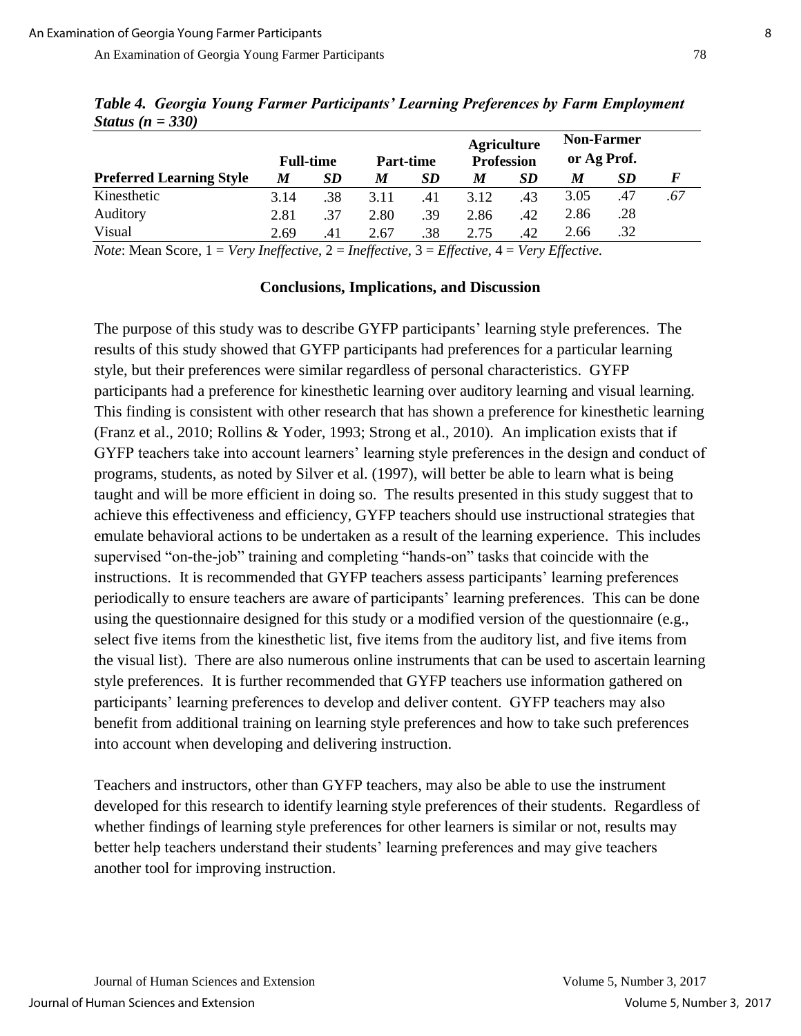***Table 4. Georgia Young Farmer Participants' Learning Preferences by Farm Employment Status (n = 330)***

| | Full-time | | Part-time | | Agriculture Profession | | Non-Farmer or Ag Prof. | | |
|---|---|---|---|---|---|---|---|---|---|
| **Preferred Learning Style** | ***M*** | ***SD*** | ***M*** | ***SD*** | ***M*** | ***SD*** | ***M*** | ***SD*** | ***F*** |
| Kinesthetic | 3.14 | .38 | 3.11 | .41 | 3.12 | .43 | 3.05 | .47 | .67 |
| Auditory | 2.81 | .37 | 2.80 | .39 | 2.86 | .42 | 2.86 | .28 | |
| Visual | 2.69 | .41 | 2.67 | .38 | 2.75 | .42 | 2.66 | .32 | |

*Note*: Mean Score, 1 = *Very Ineffective*, 2 = *Ineffective*, 3 = *Effective*, 4 = *Very Effective*.

## Conclusions, Implications, and Discussion

The purpose of this study was to describe GYFP participants' learning style preferences. The results of this study showed that GYFP participants had preferences for a particular learning style, but their preferences were similar regardless of personal characteristics. GYFP participants had a preference for kinesthetic learning over auditory learning and visual learning. This finding is consistent with other research that has shown a preference for kinesthetic learning (Franz et al., 2010; Rollins & Yoder, 1993; Strong et al., 2010). An implication exists that if GYFP teachers take into account learners' learning style preferences in the design and conduct of programs, students, as noted by Silver et al. (1997), will better be able to learn what is being taught and will be more efficient in doing so. The results presented in this study suggest that to achieve this effectiveness and efficiency, GYFP teachers should use instructional strategies that emulate behavioral actions to be undertaken as a result of the learning experience. This includes supervised "on-the-job" training and completing "hands-on" tasks that coincide with the instructions. It is recommended that GYFP teachers assess participants' learning preferences periodically to ensure teachers are aware of participants' learning preferences. This can be done using the questionnaire designed for this study or a modified version of the questionnaire (e.g., select five items from the kinesthetic list, five items from the auditory list, and five items from the visual list). There are also numerous online instruments that can be used to ascertain learning style preferences. It is further recommended that GYFP teachers use information gathered on participants' learning preferences to develop and deliver content. GYFP teachers may also benefit from additional training on learning style preferences and how to take such preferences into account when developing and delivering instruction.

Teachers and instructors, other than GYFP teachers, may also be able to use the instrument developed for this research to identify learning style preferences of their students. Regardless of whether findings of learning style preferences for other learners is similar or not, results may better help teachers understand their students' learning preferences and may give teachers another tool for improving instruction.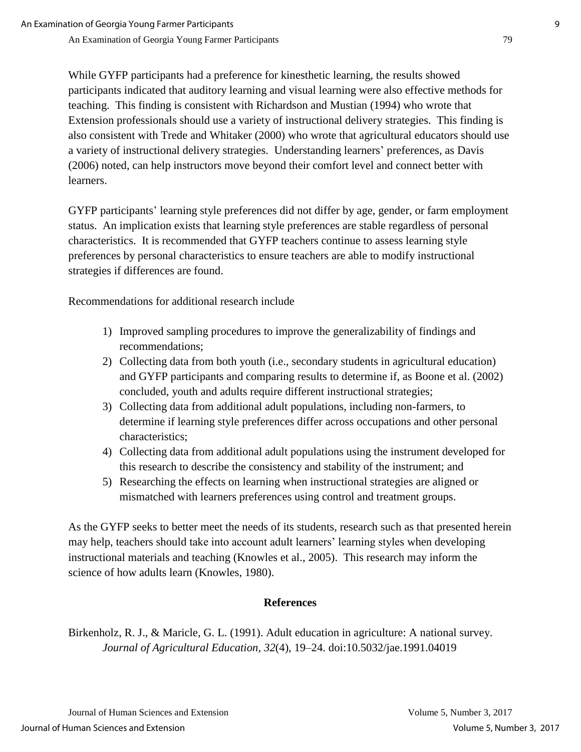While GYFP participants had a preference for kinesthetic learning, the results showed participants indicated that auditory learning and visual learning were also effective methods for teaching. This finding is consistent with Richardson and Mustian (1994) who wrote that Extension professionals should use a variety of instructional delivery strategies. This finding is also consistent with Trede and Whitaker (2000) who wrote that agricultural educators should use a variety of instructional delivery strategies. Understanding learners' preferences, as Davis (2006) noted, can help instructors move beyond their comfort level and connect better with learners.

GYFP participants' learning style preferences did not differ by age, gender, or farm employment status. An implication exists that learning style preferences are stable regardless of personal characteristics. It is recommended that GYFP teachers continue to assess learning style preferences by personal characteristics to ensure teachers are able to modify instructional strategies if differences are found.

Recommendations for additional research include

1) Improved sampling procedures to improve the generalizability of findings and recommendations;
2) Collecting data from both youth (i.e., secondary students in agricultural education) and GYFP participants and comparing results to determine if, as Boone et al. (2002) concluded, youth and adults require different instructional strategies;
3) Collecting data from additional adult populations, including non-farmers, to determine if learning style preferences differ across occupations and other personal characteristics;
4) Collecting data from additional adult populations using the instrument developed for this research to describe the consistency and stability of the instrument; and
5) Researching the effects on learning when instructional strategies are aligned or mismatched with learners preferences using control and treatment groups.

As the GYFP seeks to better meet the needs of its students, research such as that presented herein may help, teachers should take into account adult learners' learning styles when developing instructional materials and teaching (Knowles et al., 2005). This research may inform the science of how adults learn (Knowles, 1980).

## References

Birkenholz, R. J., & Maricle, G. L. (1991). Adult education in agriculture: A national survey. *Journal of Agricultural Education, 32*(4), 19–24. doi:10.5032/jae.1991.04019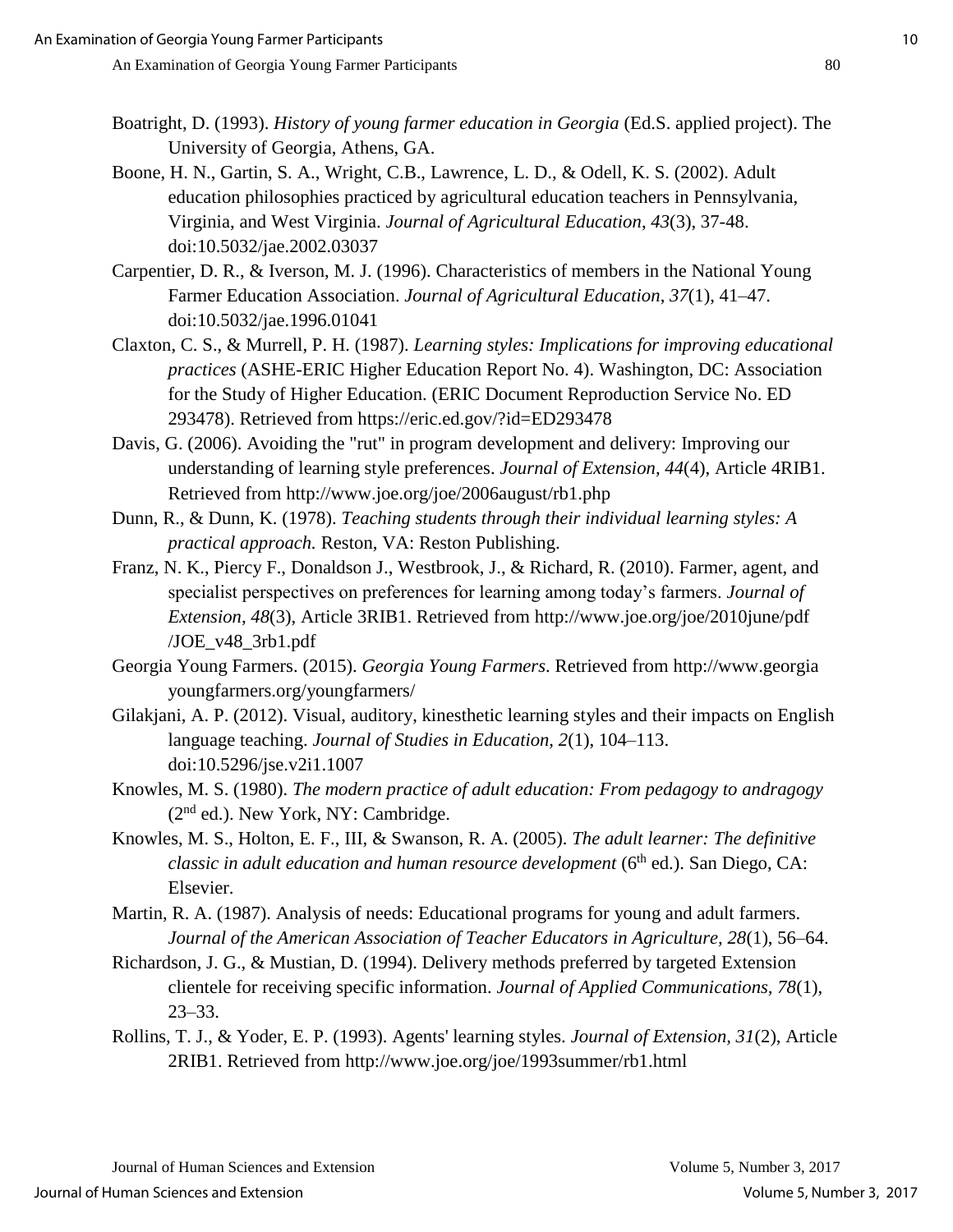Boatright, D. (1993). *History of young farmer education in Georgia* (Ed.S. applied project). The University of Georgia, Athens, GA.

Boone, H. N., Gartin, S. A., Wright, C.B., Lawrence, L. D., & Odell, K. S. (2002). Adult education philosophies practiced by agricultural education teachers in Pennsylvania, Virginia, and West Virginia. *Journal of Agricultural Education, 43*(3), 37-48. doi:10.5032/jae.2002.03037

Carpentier, D. R., & Iverson, M. J. (1996). Characteristics of members in the National Young Farmer Education Association. *Journal of Agricultural Education*, *37*(1), 41–47. doi:10.5032/jae.1996.01041

Claxton, C. S., & Murrell, P. H. (1987). *Learning styles: Implications for improving educational practices* (ASHE-ERIC Higher Education Report No. 4). Washington, DC: Association for the Study of Higher Education. (ERIC Document Reproduction Service No. ED 293478). Retrieved from https://eric.ed.gov/?id=ED293478

Davis, G. (2006). Avoiding the "rut" in program development and delivery: Improving our understanding of learning style preferences. *Journal of Extension, 44*(4), Article 4RIB1. Retrieved from http://www.joe.org/joe/2006august/rb1.php

Dunn, R., & Dunn, K. (1978). *Teaching students through their individual learning styles: A practical approach.* Reston, VA: Reston Publishing.

Franz, N. K., Piercy F., Donaldson J., Westbrook, J., & Richard, R. (2010). Farmer, agent, and specialist perspectives on preferences for learning among today's farmers. *Journal of Extension, 48*(3), Article 3RIB1. Retrieved from http://www.joe.org/joe/2010june/pdf /JOE_v48_3rb1.pdf

Georgia Young Farmers. (2015). *Georgia Young Farmers*. Retrieved from http://www.georgia youngfarmers.org/youngfarmers/

Gilakjani, A. P. (2012). Visual, auditory, kinesthetic learning styles and their impacts on English language teaching. *Journal of Studies in Education*, *2*(1), 104–113. doi:10.5296/jse.v2i1.1007

Knowles, M. S. (1980). *The modern practice of adult education: From pedagogy to andragogy* (2nd ed.). New York, NY: Cambridge.

Knowles, M. S., Holton, E. F., III, & Swanson, R. A. (2005). *The adult learner: The definitive classic in adult education and human resource development* (6th ed.). San Diego, CA: Elsevier.

Martin, R. A. (1987). Analysis of needs: Educational programs for young and adult farmers. *Journal of the American Association of Teacher Educators in Agriculture, 28*(1), 56–64.

Richardson, J. G., & Mustian, D. (1994). Delivery methods preferred by targeted Extension clientele for receiving specific information. *Journal of Applied Communications, 78*(1), 23–33.

Rollins, T. J., & Yoder, E. P. (1993). Agents' learning styles. *Journal of Extension, 31*(2), Article 2RIB1. Retrieved from http://www.joe.org/joe/1993summer/rb1.html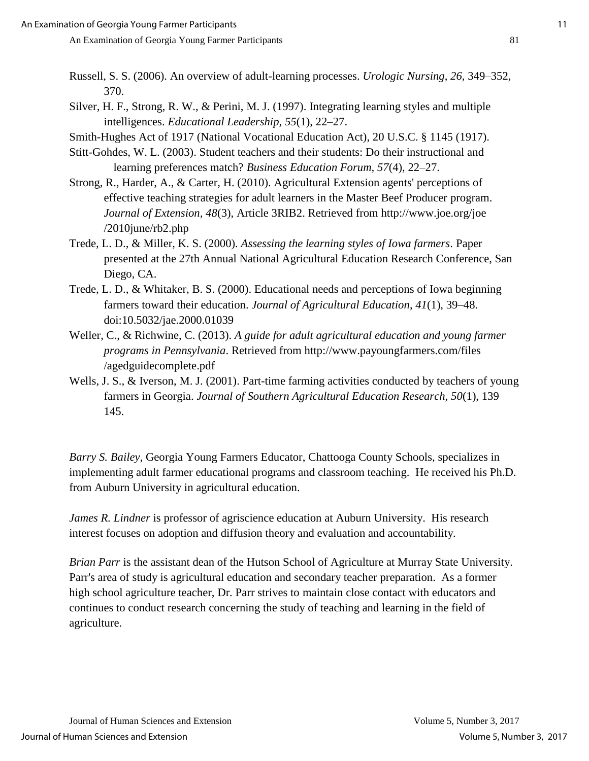Russell, S. S. (2006). An overview of adult-learning processes. *Urologic Nursing*, *26*, 349–352, 370.

Silver, H. F., Strong, R. W., & Perini, M. J. (1997). Integrating learning styles and multiple intelligences. *Educational Leadership, 55*(1), 22–27.

Smith-Hughes Act of 1917 (National Vocational Education Act), 20 U.S.C. § 1145 (1917).

Stitt-Gohdes, W. L. (2003). Student teachers and their students: Do their instructional and learning preferences match? *Business Education Forum, 57*(4), 22–27.

Strong, R., Harder, A., & Carter, H. (2010). Agricultural Extension agents' perceptions of effective teaching strategies for adult learners in the Master Beef Producer program. *Journal of Extension, 48*(3), Article 3RIB2. Retrieved from http://www.joe.org/joe/2010june/rb2.php

Trede, L. D., & Miller, K. S. (2000). *Assessing the learning styles of Iowa farmers*. Paper presented at the 27th Annual National Agricultural Education Research Conference, San Diego, CA.

Trede, L. D., & Whitaker, B. S. (2000). Educational needs and perceptions of Iowa beginning farmers toward their education. *Journal of Agricultural Education*, *41*(1), 39–48. doi:10.5032/jae.2000.01039

Weller, C., & Richwine, C. (2013). *A guide for adult agricultural education and young farmer programs in Pennsylvania*. Retrieved from http://www.payoungfarmers.com/files/agedguidecomplete.pdf

Wells, J. S., & Iverson, M. J. (2001). Part-time farming activities conducted by teachers of young farmers in Georgia. *Journal of Southern Agricultural Education Research*, *50*(1), 139–145.

*Barry S. Bailey*, Georgia Young Farmers Educator, Chattooga County Schools, specializes in implementing adult farmer educational programs and classroom teaching. He received his Ph.D. from Auburn University in agricultural education.

*James R. Lindner* is professor of agriscience education at Auburn University. His research interest focuses on adoption and diffusion theory and evaluation and accountability.

*Brian Parr* is the assistant dean of the Hutson School of Agriculture at Murray State University. Parr's area of study is agricultural education and secondary teacher preparation. As a former high school agriculture teacher, Dr. Parr strives to maintain close contact with educators and continues to conduct research concerning the study of teaching and learning in the field of agriculture.